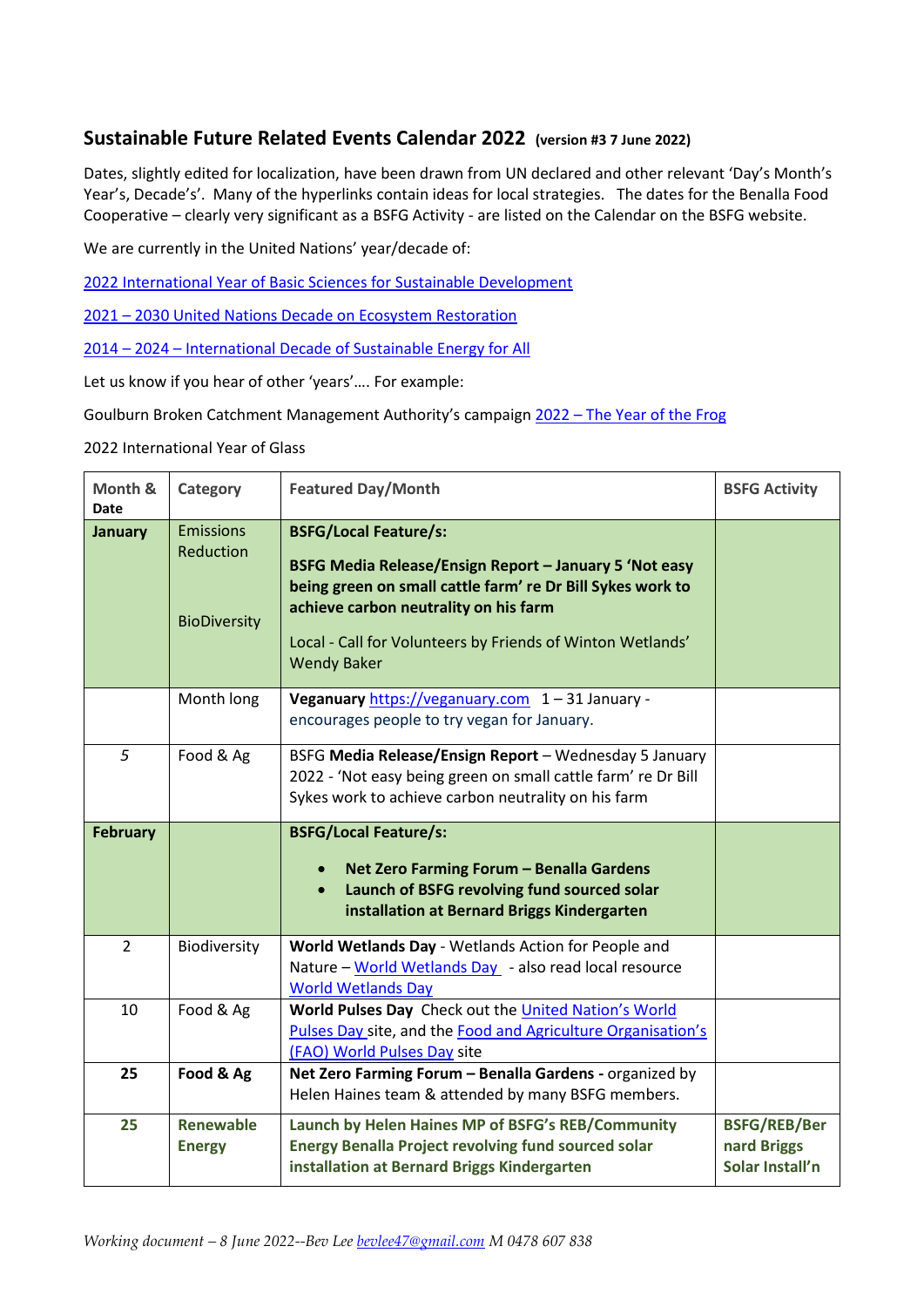## Sustainable Future Related Events Calendar 2022 (version #3 7 June 2022)

Dates, slightly edited for localization, have been drawn from UN declared and other relevant 'Day's Month's Year's, Decade's'. Many of the hyperlinks contain ideas for local strategies. The dates for the Benalla Food Cooperative – clearly very significant as a BSFG Activity - are listed on the Calendar on the BSFG website.

We are currently in the United Nations' year/decade of:

2022 International Year of Basic Sciences for Sustainable Development

2021 – 2030 United Nations Decade on Ecosystem Restoration

2014 – 2024 – International Decade of Sustainable Energy for All

Let us know if you hear of other 'years'…. For example:

Goulburn Broken Catchment Management Authority's campaign 2022 – The Year of the Frog

2022 International Year of Glass

| Month & Date | Category | Featured Day/Month | BSFG Activity |
|---|---|---|---|
| **January** | Emissions Reduction<br><br>BioDiversity | **BSFG/Local Feature/s:**<br><br>**BSFG Media Release/Ensign Report – January 5 'Not easy being green on small cattle farm' re Dr Bill Sykes work to achieve carbon neutrality on his farm**<br><br>Local - Call for Volunteers by Friends of Winton Wetlands' Wendy Baker | |
| | Month long | **Veganuary** https://veganuary.com 1 – 31 January - encourages people to try vegan for January. | |
| *5* | Food & Ag | BSFG **Media Release/Ensign Report** – Wednesday 5 January 2022 - 'Not easy being green on small cattle farm' re Dr Bill Sykes work to achieve carbon neutrality on his farm | |
| **February** | | **BSFG/Local Feature/s:**<br><br>• **Net Zero Farming Forum – Benalla Gardens**<br>• **Launch of BSFG revolving fund sourced solar installation at Bernard Briggs Kindergarten** | |
| 2 | Biodiversity | **World Wetlands Day** - Wetlands Action for People and Nature – World Wetlands Day - also read local resource World Wetlands Day | |
| 10 | Food & Ag | **World Pulses Day** Check out the United Nation's World Pulses Day site, and the Food and Agriculture Organisation's (FAO) World Pulses Day site | |
| **25** | **Food & Ag** | **Net Zero Farming Forum – Benalla Gardens -** organized by Helen Haines team & attended by many BSFG members. | |
| **25** | **Renewable Energy** | **Launch by Helen Haines MP of BSFG's REB/Community Energy Benalla Project revolving fund sourced solar installation at Bernard Briggs Kindergarten** | **BSFG/REB/Bernard Briggs Solar Install'n** |

*Working document – 8 June 2022--Bev Lee bevlee47@gmail.com M 0478 607 838*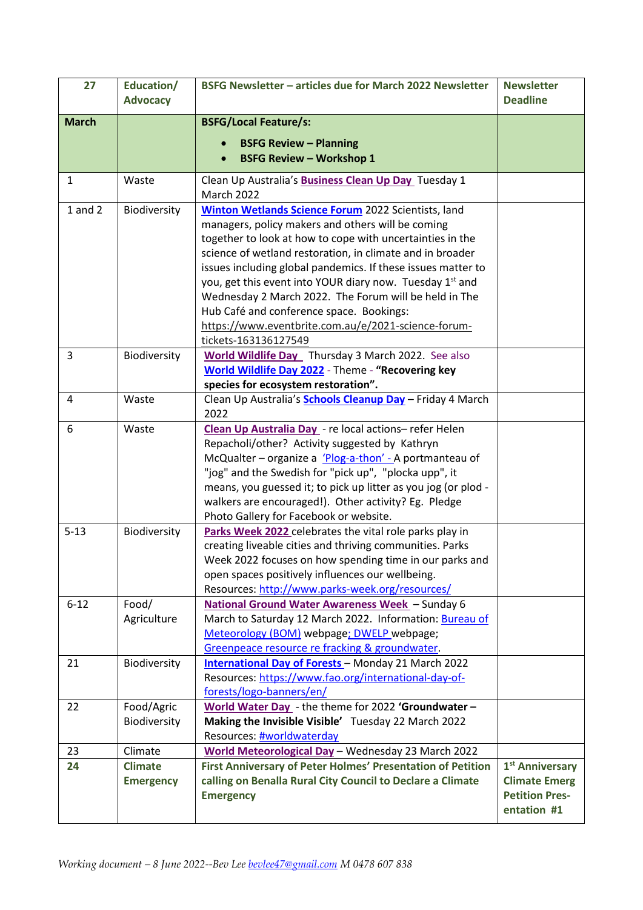| 27 | Education/ Advocacy | BSFG Newsletter – articles due for March 2022 Newsletter | Newsletter Deadline |
|---|---|---|---|
| **March** | | **BSFG/Local Feature/s:**<br>• **BSFG Review – Planning**<br>• **BSFG Review – Workshop 1** | |
| 1 | Waste | Clean Up Australia's **Business Clean Up Day** Tuesday 1 March 2022 | |
| 1 and 2 | Biodiversity | **Winton Wetlands Science Forum** 2022 Scientists, land managers, policy makers and others will be coming together to look at how to cope with uncertainties in the science of wetland restoration, in climate and in broader issues including global pandemics. If these issues matter to you, get this event into YOUR diary now. Tuesday 1st and Wednesday 2 March 2022. The Forum will be held in The Hub Café and conference space. Bookings: https://www.eventbrite.com.au/e/2021-science-forum-tickets-163136127549 | |
| 3 | Biodiversity | **World Wildlife Day** Thursday 3 March 2022. See also **World Wildlife Day 2022** - Theme - **"Recovering key species for ecosystem restoration".** | |
| 4 | Waste | Clean Up Australia's **Schools Cleanup Day** – Friday 4 March 2022 | |
| 6 | Waste | **Clean Up Australia Day** - re local actions– refer Helen Repacholi/other? Activity suggested by Kathryn McQualter – organize a 'Plog-a-thon' - A portmanteau of "jog" and the Swedish for "pick up", "plocka upp", it means, you guessed it; to pick up litter as you jog (or plod - walkers are encouraged!). Other activity? Eg. Pledge Photo Gallery for Facebook or website. | |
| 5-13 | Biodiversity | **Parks Week 2022** celebrates the vital role parks play in creating liveable cities and thriving communities. Parks Week 2022 focuses on how spending time in our parks and open spaces positively influences our wellbeing. Resources: http://www.parks-week.org/resources/ | |
| 6-12 | Food/ Agriculture | **National Ground Water Awareness Week** – Sunday 6 March to Saturday 12 March 2022. Information: Bureau of Meteorology (BOM) webpage; DWELP webpage; Greenpeace resource re fracking & groundwater. | |
| 21 | Biodiversity | **International Day of Forests** – Monday 21 March 2022 Resources: https://www.fao.org/international-day-of-forests/logo-banners/en/ | |
| 22 | Food/Agric Biodiversity | **World Water Day** - the theme for 2022 **'Groundwater – Making the Invisible Visible'** Tuesday 22 March 2022 Resources: #worldwaterday | |
| 23 | Climate | **World Meteorological Day** – Wednesday 23 March 2022 | |
| **24** | **Climate Emergency** | **First Anniversary of Peter Holmes' Presentation of Petition calling on Benalla Rural City Council to Declare a Climate Emergency** | **1st Anniversary Climate Emerg Petition Pres-entation #1** |

*Working document – 8 June 2022--Bev Lee bevlee47@gmail.com M 0478 607 838*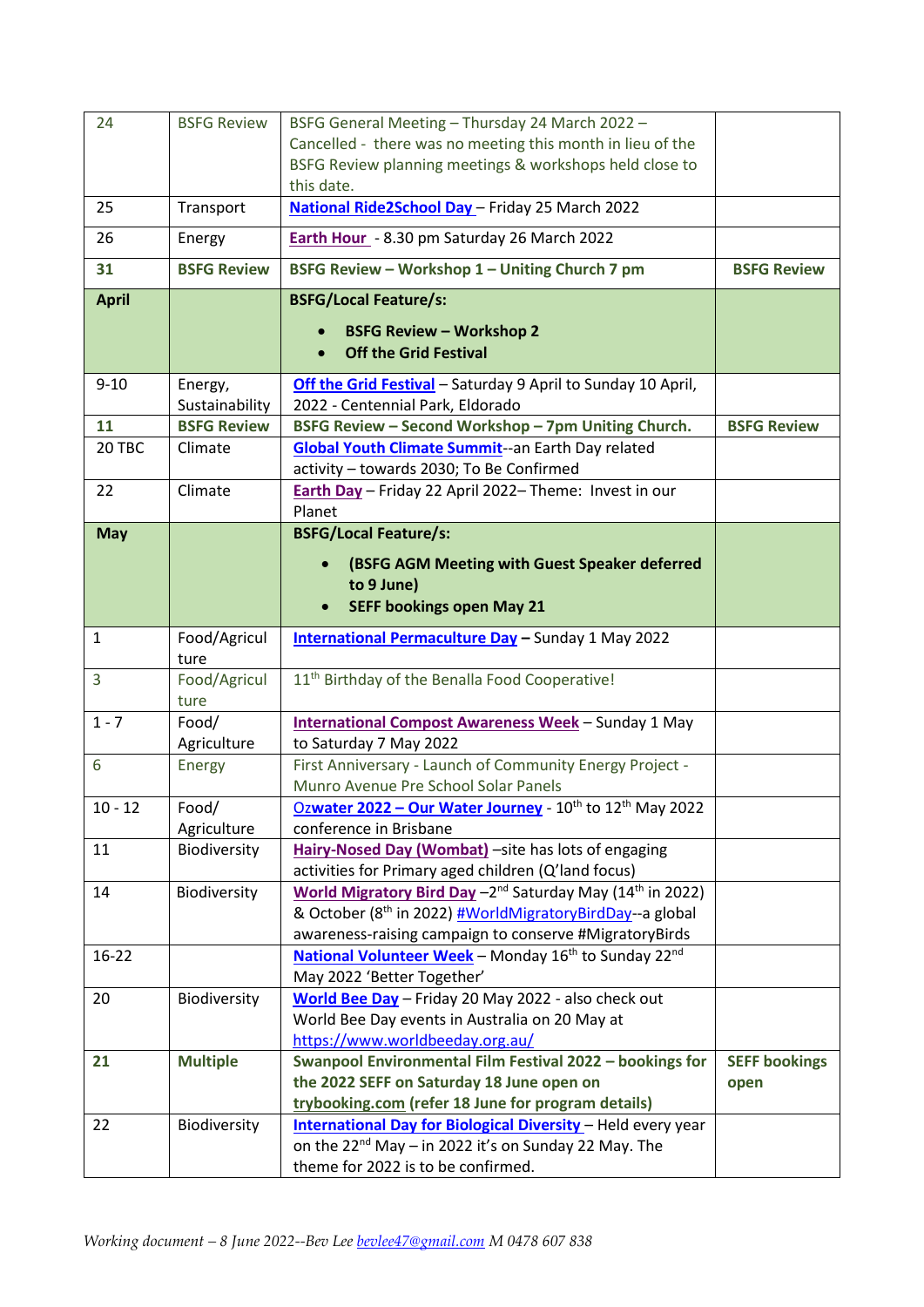| 24 | BSFG Review | BSFG General Meeting – Thursday 24 March 2022 – Cancelled - there was no meeting this month in lieu of the BSFG Review planning meetings & workshops held close to this date. | |
|---|---|---|---|
| 25 | Transport | National Ride2School Day – Friday 25 March 2022 | |
| 26 | Energy | Earth Hour - 8.30 pm Saturday 26 March 2022 | |
| **31** | **BSFG Review** | **BSFG Review – Workshop 1 – Uniting Church 7 pm** | **BSFG Review** |
| **April** | | **BSFG/Local Feature/s:**<br>• **BSFG Review – Workshop 2**<br>• **Off the Grid Festival** | |
| 9-10 | Energy, Sustainability | Off the Grid Festival – Saturday 9 April to Sunday 10 April, 2022 - Centennial Park, Eldorado | |
| **11** | **BSFG Review** | **BSFG Review – Second Workshop – 7pm Uniting Church.** | **BSFG Review** |
| 20 TBC | Climate | Global Youth Climate Summit--an Earth Day related activity – towards 2030; To Be Confirmed | |
| 22 | Climate | Earth Day – Friday 22 April 2022– Theme: Invest in our Planet | |
| **May** | | **BSFG/Local Feature/s:**<br>• **(BSFG AGM Meeting with Guest Speaker deferred to 9 June)**<br>• **SEFF bookings open May 21** | |
| 1 | Food/Agriculture | International Permaculture Day – Sunday 1 May 2022 | |
| 3 | Food/Agriculture | 11th Birthday of the Benalla Food Cooperative! | |
| 1 - 7 | Food/ Agriculture | International Compost Awareness Week – Sunday 1 May to Saturday 7 May 2022 | |
| 6 | Energy | First Anniversary - Launch of Community Energy Project - Munro Avenue Pre School Solar Panels | |
| 10 - 12 | Food/ Agriculture | Ozwater 2022 – Our Water Journey - 10th to 12th May 2022 conference in Brisbane | |
| 11 | Biodiversity | Hairy-Nosed Day (Wombat) –site has lots of engaging activities for Primary aged children (Q'land focus) | |
| 14 | Biodiversity | World Migratory Bird Day –2nd Saturday May (14th in 2022) & October (8th in 2022) #WorldMigratoryBirdDay--a global awareness-raising campaign to conserve #MigratoryBirds | |
| 16-22 | | National Volunteer Week – Monday 16th to Sunday 22nd May 2022 'Better Together' | |
| 20 | Biodiversity | World Bee Day – Friday 20 May 2022 - also check out World Bee Day events in Australia on 20 May at https://www.worldbeeday.org.au/ | |
| **21** | **Multiple** | **Swanpool Environmental Film Festival 2022 – bookings for the 2022 SEFF on Saturday 18 June open on trybooking.com (refer 18 June for program details)** | **SEFF bookings open** |
| 22 | Biodiversity | International Day for Biological Diversity – Held every year on the 22nd May – in 2022 it's on Sunday 22 May. The theme for 2022 is to be confirmed. | |

*Working document – 8 June 2022--Bev Lee bevlee47@gmail.com M 0478 607 838*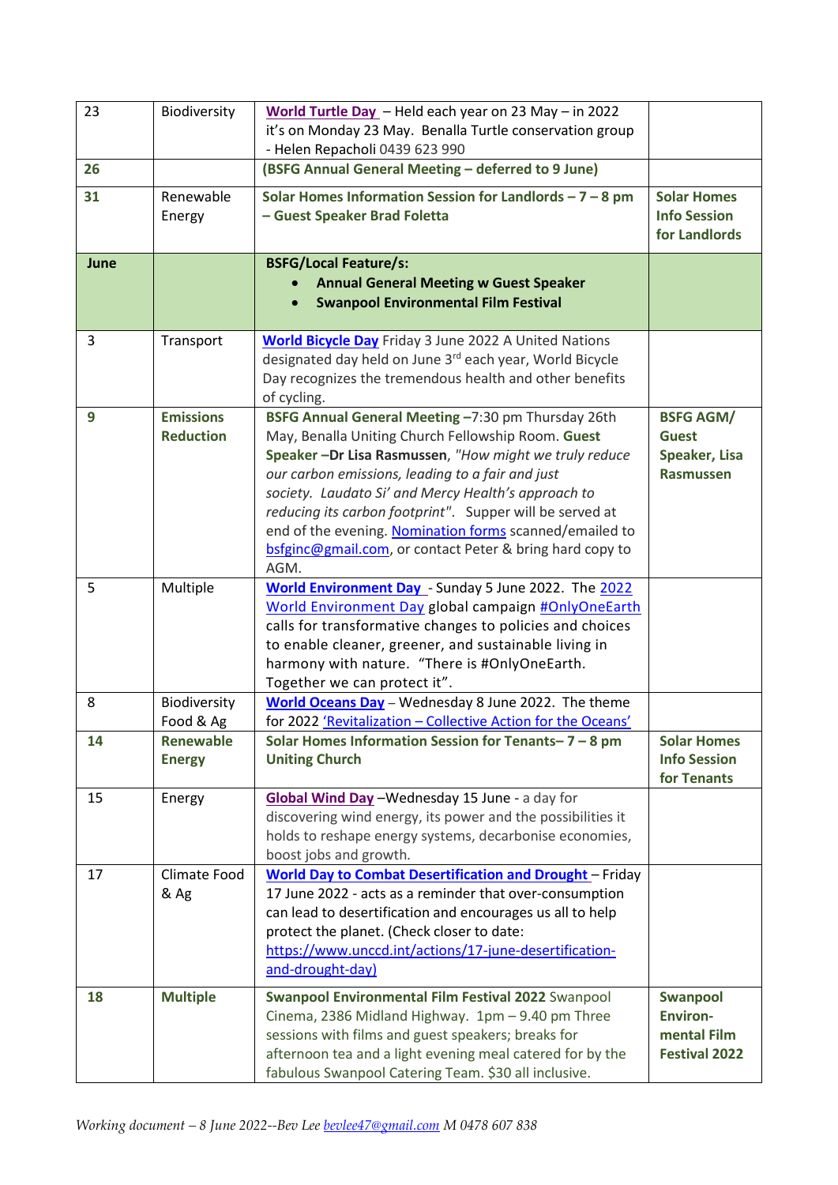| 23 | Biodiversity | World Turtle Day – Held each year on 23 May – in 2022 it's on Monday 23 May. Benalla Turtle conservation group - Helen Repacholi 0439 623 990 | |
|---|---|---|---|
| **26** | | **(BSFG Annual General Meeting – deferred to 9 June)** | |
| **31** | Renewable Energy | **Solar Homes Information Session for Landlords – 7 – 8 pm – Guest Speaker Brad Foletta** | **Solar Homes Info Session for Landlords** |
| **June** | | **BSFG/Local Feature/s:** <br>• **Annual General Meeting w Guest Speaker** <br>• **Swanpool Environmental Film Festival** | |
| 3 | Transport | **World Bicycle Day** Friday 3 June 2022 A United Nations designated day held on June 3rd each year, World Bicycle Day recognizes the tremendous health and other benefits of cycling. | |
| **9** | **Emissions Reduction** | **BSFG Annual General Meeting** –7:30 pm Thursday 26th May, Benalla Uniting Church Fellowship Room. **Guest Speaker –Dr Lisa Rasmussen**, *"How might we truly reduce our carbon emissions, leading to a fair and just society. Laudato Si' and Mercy Health's approach to reducing its carbon footprint"*. Supper will be served at end of the evening. Nomination forms scanned/emailed to bsfginc@gmail.com, or contact Peter & bring hard copy to AGM. | **BSFG AGM/ Guest Speaker, Lisa Rasmussen** |
| 5 | Multiple | **World Environment Day** - Sunday 5 June 2022. The 2022 World Environment Day global campaign #OnlyOneEarth calls for transformative changes to policies and choices to enable cleaner, greener, and sustainable living in harmony with nature. "There is #OnlyOneEarth. Together we can protect it". | |
| 8 | Biodiversity Food & Ag | **World Oceans Day** – Wednesday 8 June 2022. The theme for 2022 'Revitalization – Collective Action for the Oceans' | |
| **14** | **Renewable Energy** | **Solar Homes Information Session for Tenants– 7 – 8 pm Uniting Church** | **Solar Homes Info Session for Tenants** |
| 15 | Energy | **Global Wind Day** –Wednesday 15 June - a day for discovering wind energy, its power and the possibilities it holds to reshape energy systems, decarbonise economies, boost jobs and growth. | |
| 17 | Climate Food & Ag | **World Day to Combat Desertification and Drought** – Friday 17 June 2022 - acts as a reminder that over-consumption can lead to desertification and encourages us all to help protect the planet. (Check closer to date: https://www.unccd.int/actions/17-june-desertification-and-drought-day) | |
| **18** | **Multiple** | **Swanpool Environmental Film Festival 2022** Swanpool Cinema, 2386 Midland Highway. 1pm – 9.40 pm Three sessions with films and guest speakers; breaks for afternoon tea and a light evening meal catered for by the fabulous Swanpool Catering Team. $30 all inclusive. | **Swanpool Environ-mental Film Festival 2022** |

*Working document – 8 June 2022--Bev Lee bevlee47@gmail.com M 0478 607 838*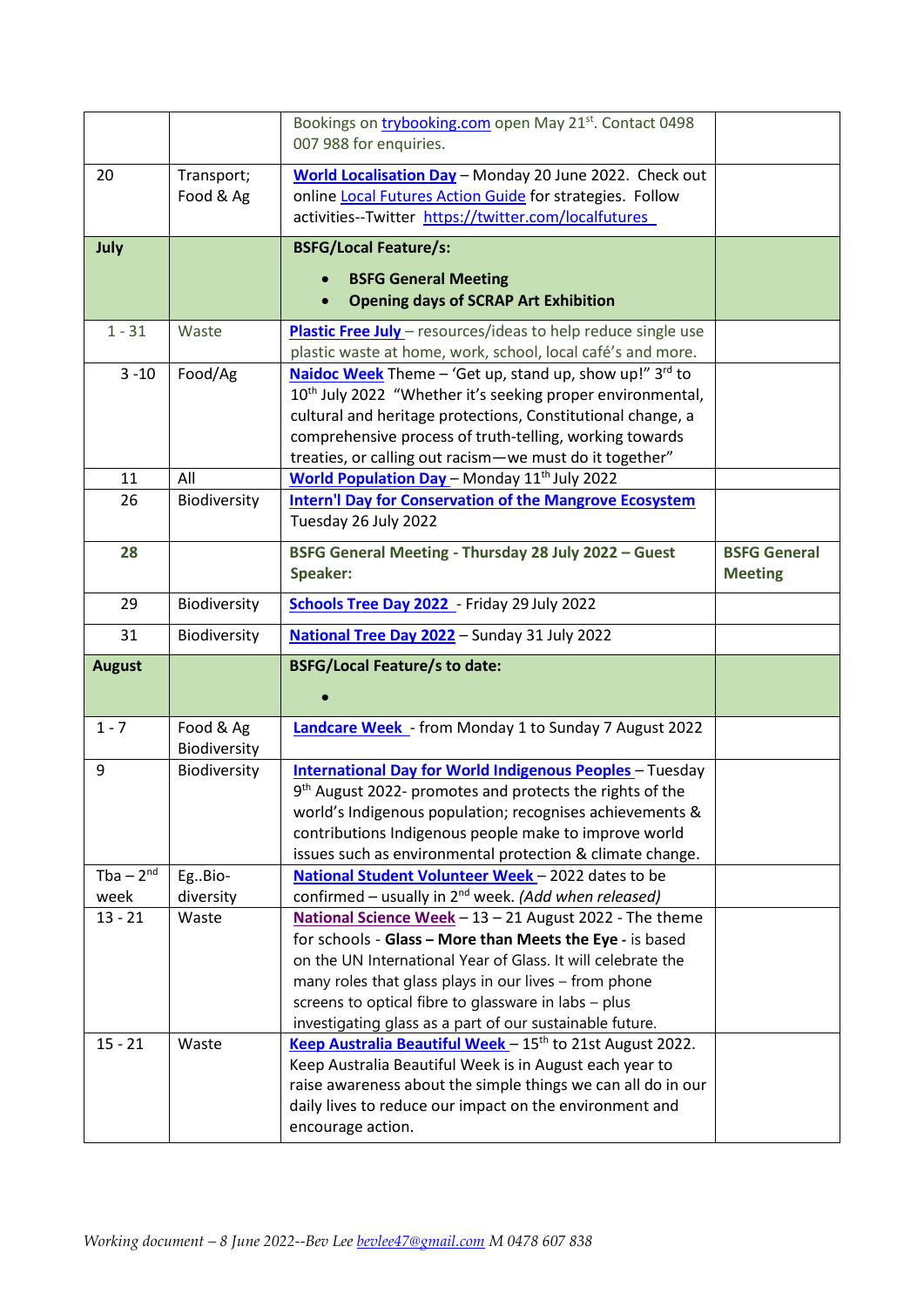| | | | |
|---|---|---|---|
| | | Bookings on trybooking.com open May 21st. Contact 0498 007 988 for enquiries. | |
| 20 | Transport; Food & Ag | **World Localisation Day** – Monday 20 June 2022. Check out online Local Futures Action Guide for strategies. Follow activities--Twitter https://twitter.com/localfutures | |
| **July** | | **BSFG/Local Feature/s:**<br>• **BSFG General Meeting**<br>• **Opening days of SCRAP Art Exhibition** | |
| 1 - 31 | Waste | **Plastic Free July** – resources/ideas to help reduce single use plastic waste at home, work, school, local café's and more. | |
| 3 -10 | Food/Ag | **Naidoc Week** Theme – 'Get up, stand up, show up!" 3rd to 10th July 2022 "Whether it's seeking proper environmental, cultural and heritage protections, Constitutional change, a comprehensive process of truth-telling, working towards treaties, or calling out racism—we must do it together" | |
| 11 | All | **World Population Day** – Monday 11th July 2022 | |
| 26 | Biodiversity | **Intern'l Day for Conservation of the Mangrove Ecosystem** Tuesday 26 July 2022 | |
| **28** | | **BSFG General Meeting - Thursday 28 July 2022 – Guest Speaker:** | **BSFG General Meeting** |
| 29 | Biodiversity | **Schools Tree Day 2022** - Friday 29 July 2022 | |
| 31 | Biodiversity | **National Tree Day 2022** – Sunday 31 July 2022 | |
| **August** | | **BSFG/Local Feature/s to date:**<br>• | |
| 1 - 7 | Food & Ag Biodiversity | **Landcare Week** - from Monday 1 to Sunday 7 August 2022 | |
| 9 | Biodiversity | **International Day for World Indigenous Peoples** – Tuesday 9th August 2022- promotes and protects the rights of the world's Indigenous population; recognises achievements & contributions Indigenous people make to improve world issues such as environmental protection & climate change. | |
| Tba – 2nd week | Eg..Bio-diversity | **National Student Volunteer Week** – 2022 dates to be confirmed – usually in 2nd week. *(Add when released)* | |
| 13 - 21 | Waste | **National Science Week** – 13 – 21 August 2022 - The theme for schools - **Glass – More than Meets the Eye** - is based on the UN International Year of Glass. It will celebrate the many roles that glass plays in our lives – from phone screens to optical fibre to glassware in labs – plus investigating glass as a part of our sustainable future. | |
| 15 - 21 | Waste | **Keep Australia Beautiful Week** – 15th to 21st August 2022. Keep Australia Beautiful Week is in August each year to raise awareness about the simple things we can all do in our daily lives to reduce our impact on the environment and encourage action. | |

*Working document – 8 June 2022--Bev Lee bevlee47@gmail.com M 0478 607 838*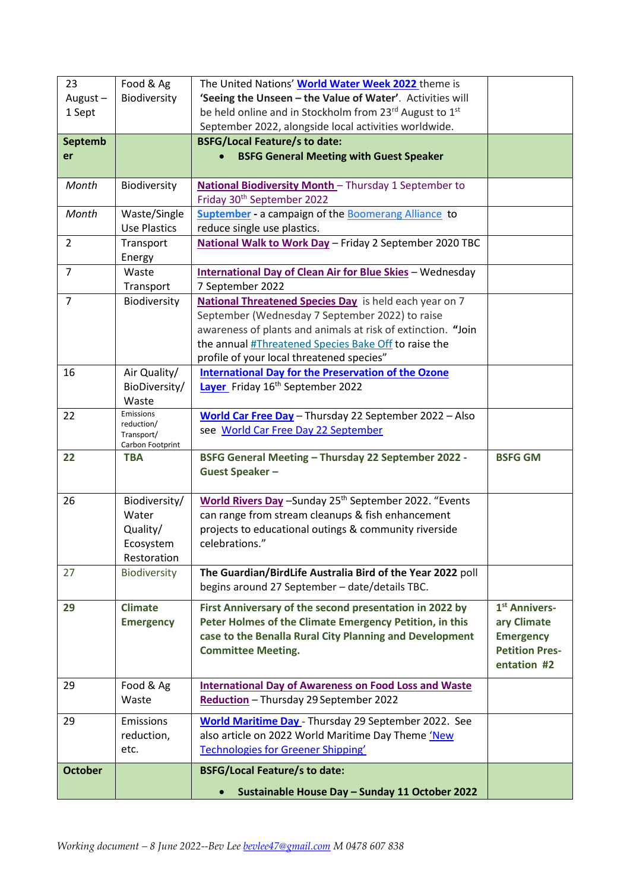| | | | |
|---|---|---|---|
| 23 August – 1 Sept | Food & Ag Biodiversity | The United Nations' **World Water Week 2022** theme is **'Seeing the Unseen – the Value of Water'**. Activities will be held online and in Stockholm from 23rd August to 1st September 2022, alongside local activities worldwide. | |
| **September** | | **BSFG/Local Feature/s to date:**<br>• **BSFG General Meeting with Guest Speaker** | |
| *Month* | Biodiversity | **National Biodiversity Month** – Thursday 1 September to Friday 30th September 2022 | |
| *Month* | Waste/Single Use Plastics | **Suptember** - a campaign of the Boomerang Alliance to reduce single use plastics. | |
| 2 | Transport Energy | **National Walk to Work Day** – Friday 2 September 2020 TBC | |
| 7 | Waste Transport | **International Day of Clean Air for Blue Skies** – Wednesday 7 September 2022 | |
| 7 | Biodiversity | **National Threatened Species Day** is held each year on 7 September (Wednesday 7 September 2022) to raise awareness of plants and animals at risk of extinction. **"**Join the annual #Threatened Species Bake Off to raise the profile of your local threatened species" | |
| 16 | Air Quality/ BioDiversity/ Waste | **International Day for the Preservation of the Ozone Layer** Friday 16th September 2022 | |
| 22 | Emissions reduction/ Transport/ Carbon Footprint | **World Car Free Day** – Thursday 22 September 2022 – Also see World Car Free Day 22 September | |
| **22** | **TBA** | **BSFG General Meeting – Thursday 22 September 2022 - Guest Speaker –** | **BSFG GM** |
| 26 | Biodiversity/ Water Quality/ Ecosystem Restoration | **World Rivers Day** –Sunday 25th September 2022. "Events can range from stream cleanups & fish enhancement projects to educational outings & community riverside celebrations." | |
| 27 | Biodiversity | **The Guardian/BirdLife Australia Bird of the Year 2022** poll begins around 27 September – date/details TBC. | |
| **29** | **Climate Emergency** | **First Anniversary of the second presentation in 2022 by Peter Holmes of the Climate Emergency Petition, in this case to the Benalla Rural City Planning and Development Committee Meeting.** | **1st Anniversary Climate Emergency Petition Presentation #2** |
| 29 | Food & Ag Waste | **International Day of Awareness on Food Loss and Waste Reduction** – Thursday 29 September 2022 | |
| 29 | Emissions reduction, etc. | **World Maritime Day** - Thursday 29 September 2022. See also article on 2022 World Maritime Day Theme 'New Technologies for Greener Shipping' | |
| **October** | | **BSFG/Local Feature/s to date:**<br>• **Sustainable House Day – Sunday 11 October 2022** | |

*Working document – 8 June 2022--Bev Lee bevlee47@gmail.com M 0478 607 838*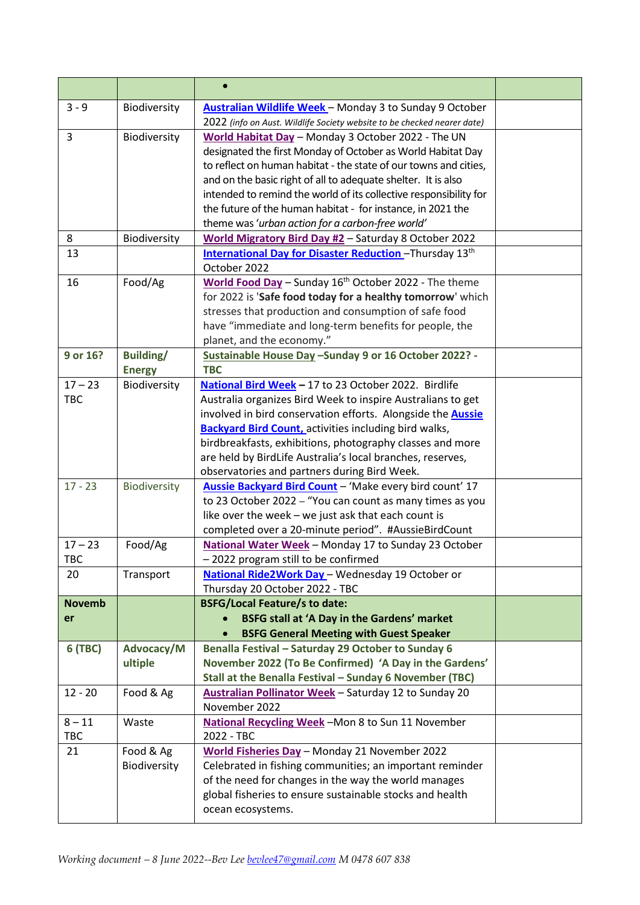| | | | |
|---|---|---|---|
| | | • | |
| 3 - 9 | Biodiversity | Australian Wildlife Week – Monday 3 to Sunday 9 October 2022 *(info on Aust. Wildlife Society website to be checked nearer date)* | |
| 3 | Biodiversity | World Habitat Day – Monday 3 October 2022 - The UN designated the first Monday of October as World Habitat Day to reflect on human habitat - the state of our towns and cities, and on the basic right of all to adequate shelter. It is also intended to remind the world of its collective responsibility for the future of the human habitat - for instance, in 2021 the theme was '*urban action for a carbon-free world*' | |
| 8 | Biodiversity | World Migratory Bird Day #2 – Saturday 8 October 2022 | |
| 13 | | International Day for Disaster Reduction –Thursday 13th October 2022 | |
| 16 | Food/Ag | World Food Day – Sunday 16th October 2022 - The theme for 2022 is '**Safe food today for a healthy tomorrow**' which stresses that production and consumption of safe food have "immediate and long-term benefits for people, the planet, and the economy." | |
| **9 or 16?** | **Building/ Energy** | **Sustainable House Day –Sunday 9 or 16 October 2022? - TBC** | |
| 17 – 23 TBC | Biodiversity | **National Bird Week** – 17 to 23 October 2022. Birdlife Australia organizes Bird Week to inspire Australians to get involved in bird conservation efforts. Alongside the **Aussie Backyard Bird Count,** activities including bird walks, birdbreakfasts, exhibitions, photography classes and more are held by BirdLife Australia's local branches, reserves, observatories and partners during Bird Week. | |
| 17 - 23 | Biodiversity | **Aussie Backyard Bird Count** – 'Make every bird count' 17 to 23 October 2022 – "You can count as many times as you like over the week – we just ask that each count is completed over a 20-minute period". #AussieBirdCount | |
| 17 – 23 TBC | Food/Ag | **National Water Week** – Monday 17 to Sunday 23 October – 2022 program still to be confirmed | |
| 20 | Transport | **National Ride2Work Day** – Wednesday 19 October or Thursday 20 October 2022 - TBC | |
| **November** | | **BSFG/Local Feature/s to date:**<br>• **BSFG stall at 'A Day in the Gardens' market**<br>• **BSFG General Meeting with Guest Speaker** | |
| **6 (TBC)** | **Advocacy/Multiple** | **Benalla Festival – Saturday 29 October to Sunday 6 November 2022 (To Be Confirmed) 'A Day in the Gardens' Stall at the Benalla Festival – Sunday 6 November (TBC)** | |
| 12 - 20 | Food & Ag | **Australian Pollinator Week** – Saturday 12 to Sunday 20 November 2022 | |
| 8 – 11 TBC | Waste | **National Recycling Week** –Mon 8 to Sun 11 November 2022 - TBC | |
| 21 | Food & Ag Biodiversity | **World Fisheries Day** – Monday 21 November 2022 Celebrated in fishing communities; an important reminder of the need for changes in the way the world manages global fisheries to ensure sustainable stocks and health ocean ecosystems. | |

*Working document – 8 June 2022--Bev Lee bevlee47@gmail.com M 0478 607 838*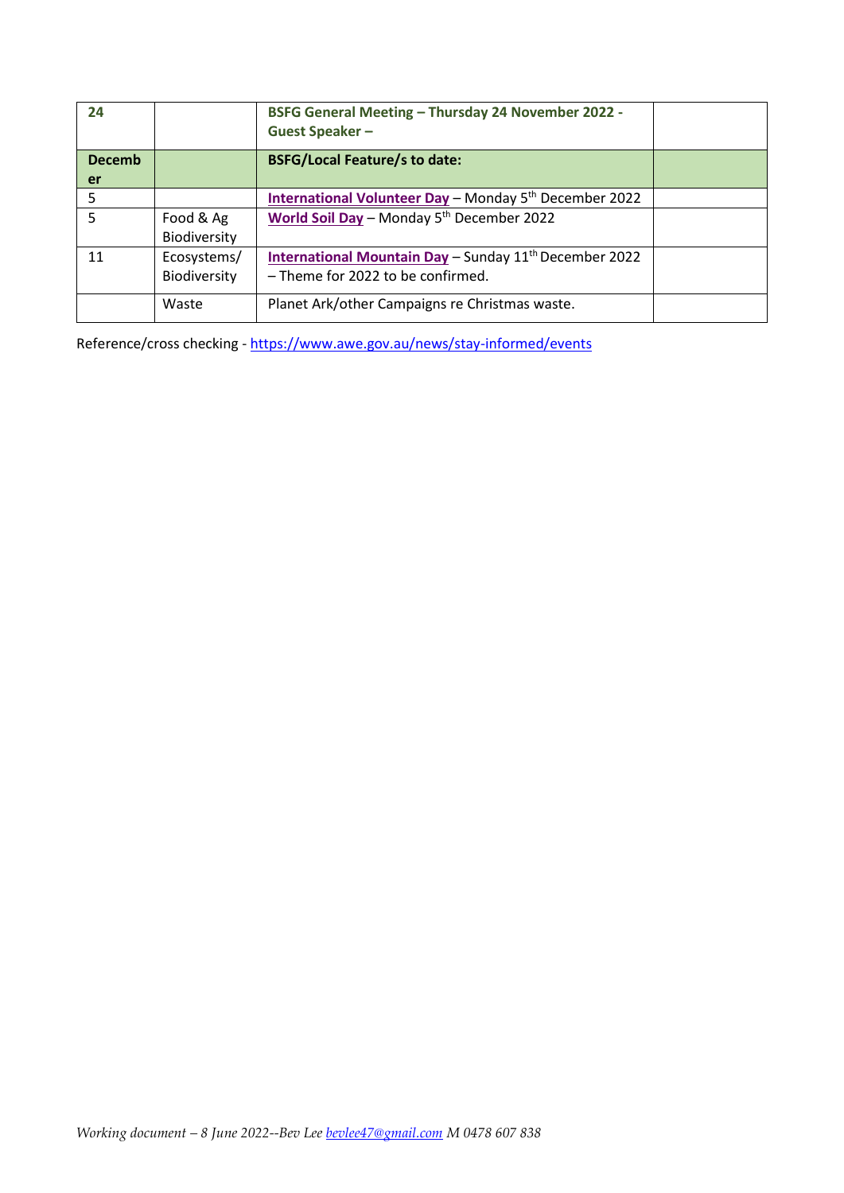| | | | |
|---|---|---|---|
| **24** | | **BSFG General Meeting – Thursday 24 November 2022 - Guest Speaker –** | |
| **December** | | **BSFG/Local Feature/s to date:** | |
| 5 | | **International Volunteer Day** – Monday 5th December 2022 | |
| 5 | Food & Ag Biodiversity | **World Soil Day** – Monday 5th December 2022 | |
| 11 | Ecosystems/ Biodiversity | **International Mountain Day** – Sunday 11th December 2022 – Theme for 2022 to be confirmed. | |
| | Waste | Planet Ark/other Campaigns re Christmas waste. | |

Reference/cross checking - https://www.awe.gov.au/news/stay-informed/events

*Working document – 8 June 2022--Bev Lee bevlee47@gmail.com M 0478 607 838*